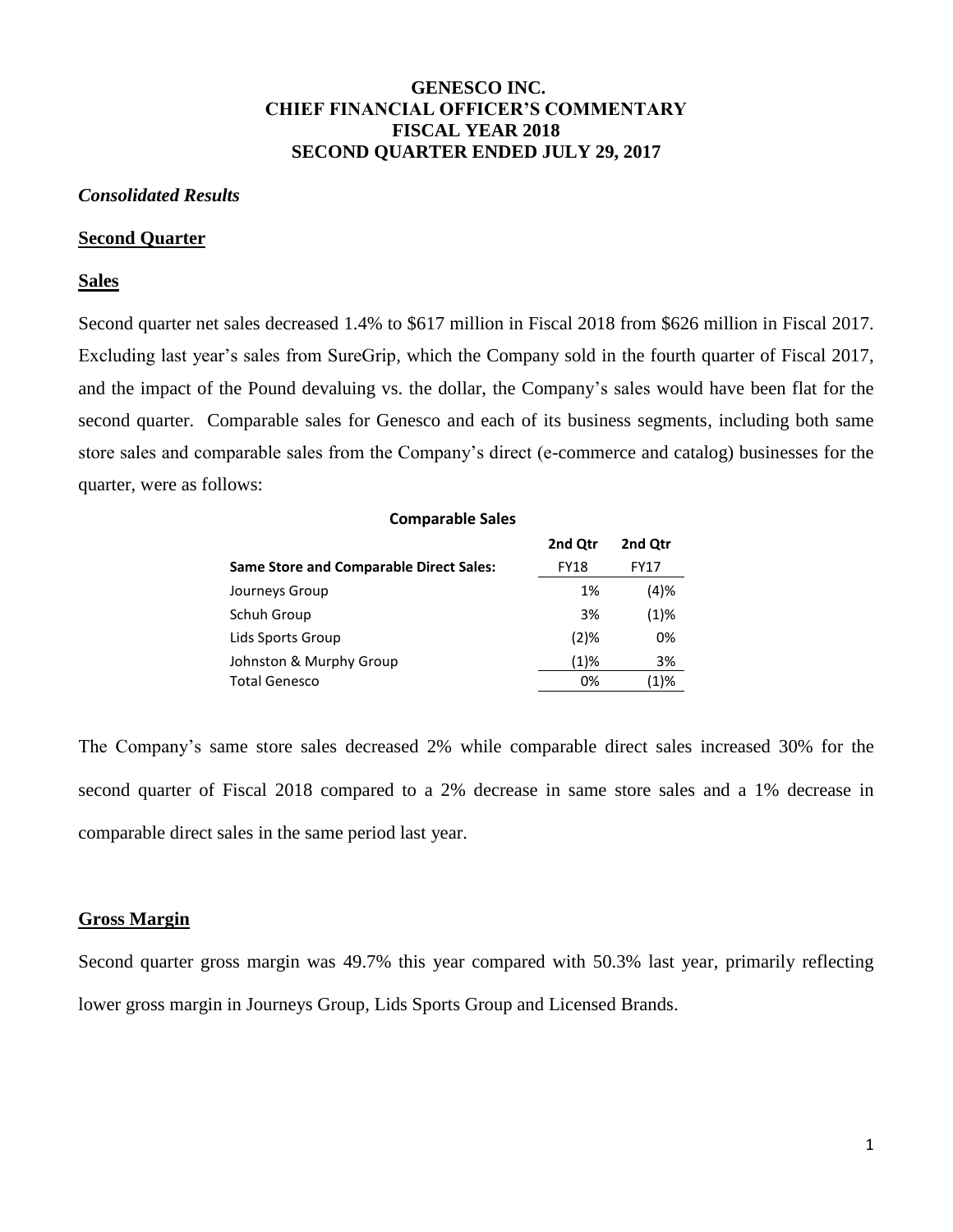# GENESCO INC.
# CHIEF FINANCIAL OFFICER'S COMMENTARY
# FISCAL YEAR 2018
# SECOND QUARTER ENDED JULY 29, 2017

***Consolidated Results***

## Second Quarter

### Sales

Second quarter net sales decreased 1.4% to $617 million in Fiscal 2018 from $626 million in Fiscal 2017. Excluding last year's sales from SureGrip, which the Company sold in the fourth quarter of Fiscal 2017, and the impact of the Pound devaluing vs. the dollar, the Company's sales would have been flat for the second quarter. Comparable sales for Genesco and each of its business segments, including both same store sales and comparable sales from the Company's direct (e-commerce and catalog) businesses for the quarter, were as follows:

**Comparable Sales**

| **Same Store and Comparable Direct Sales:** | **2nd Qtr** FY18 | **2nd Qtr** FY17 |
|---|---|---|
| Journeys Group | 1% | (4)% |
| Schuh Group | 3% | (1)% |
| Lids Sports Group | (2)% | 0% |
| Johnston & Murphy Group | (1)% | 3% |
| Total Genesco | 0% | (1)% |

The Company's same store sales decreased 2% while comparable direct sales increased 30% for the second quarter of Fiscal 2018 compared to a 2% decrease in same store sales and a 1% decrease in comparable direct sales in the same period last year.

### Gross Margin

Second quarter gross margin was 49.7% this year compared with 50.3% last year, primarily reflecting lower gross margin in Journeys Group, Lids Sports Group and Licensed Brands.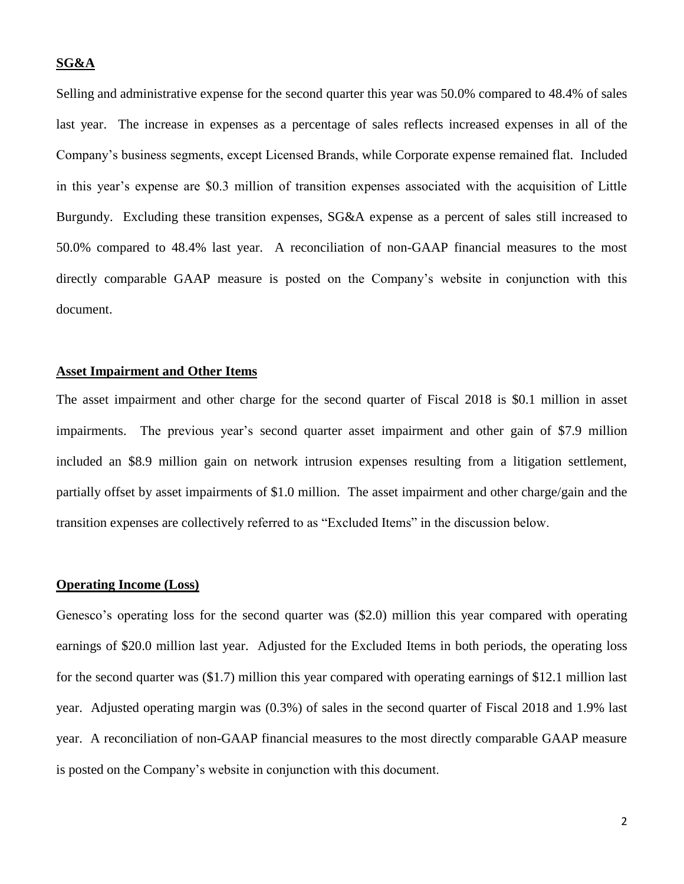**SG&A**

Selling and administrative expense for the second quarter this year was 50.0% compared to 48.4% of sales last year. The increase in expenses as a percentage of sales reflects increased expenses in all of the Company's business segments, except Licensed Brands, while Corporate expense remained flat. Included in this year's expense are $0.3 million of transition expenses associated with the acquisition of Little Burgundy. Excluding these transition expenses, SG&A expense as a percent of sales still increased to 50.0% compared to 48.4% last year. A reconciliation of non-GAAP financial measures to the most directly comparable GAAP measure is posted on the Company's website in conjunction with this document.

**Asset Impairment and Other Items**

The asset impairment and other charge for the second quarter of Fiscal 2018 is $0.1 million in asset impairments. The previous year's second quarter asset impairment and other gain of $7.9 million included an $8.9 million gain on network intrusion expenses resulting from a litigation settlement, partially offset by asset impairments of $1.0 million. The asset impairment and other charge/gain and the transition expenses are collectively referred to as "Excluded Items" in the discussion below.

**Operating Income (Loss)**

Genesco's operating loss for the second quarter was ($2.0) million this year compared with operating earnings of $20.0 million last year. Adjusted for the Excluded Items in both periods, the operating loss for the second quarter was ($1.7) million this year compared with operating earnings of $12.1 million last year. Adjusted operating margin was (0.3%) of sales in the second quarter of Fiscal 2018 and 1.9% last year. A reconciliation of non-GAAP financial measures to the most directly comparable GAAP measure is posted on the Company's website in conjunction with this document.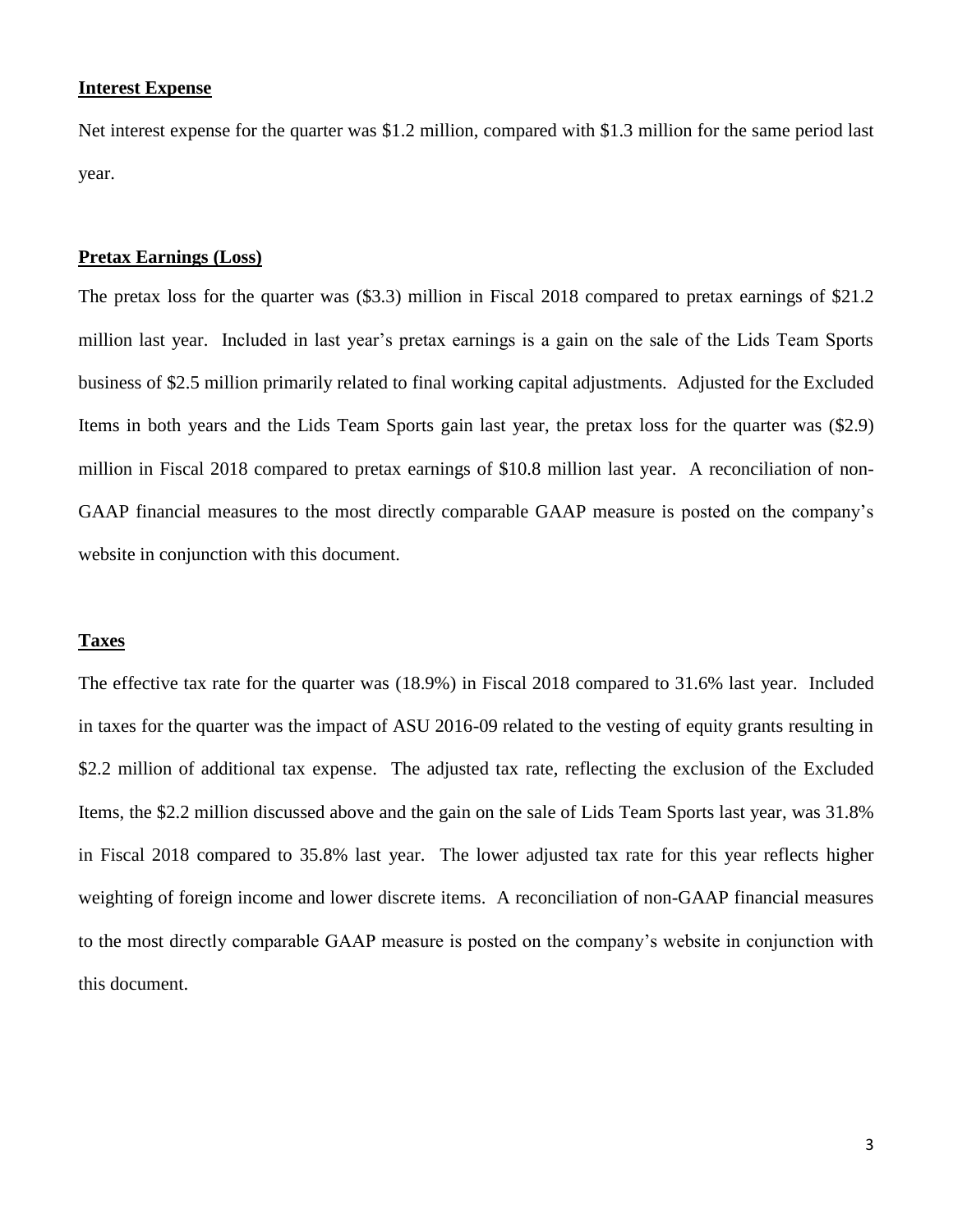**Interest Expense**

Net interest expense for the quarter was $1.2 million, compared with $1.3 million for the same period last year.

**Pretax Earnings (Loss)**

The pretax loss for the quarter was ($3.3) million in Fiscal 2018 compared to pretax earnings of $21.2 million last year. Included in last year's pretax earnings is a gain on the sale of the Lids Team Sports business of $2.5 million primarily related to final working capital adjustments. Adjusted for the Excluded Items in both years and the Lids Team Sports gain last year, the pretax loss for the quarter was ($2.9) million in Fiscal 2018 compared to pretax earnings of $10.8 million last year. A reconciliation of non-GAAP financial measures to the most directly comparable GAAP measure is posted on the company's website in conjunction with this document.

**Taxes**

The effective tax rate for the quarter was (18.9%) in Fiscal 2018 compared to 31.6% last year. Included in taxes for the quarter was the impact of ASU 2016-09 related to the vesting of equity grants resulting in $2.2 million of additional tax expense. The adjusted tax rate, reflecting the exclusion of the Excluded Items, the $2.2 million discussed above and the gain on the sale of Lids Team Sports last year, was 31.8% in Fiscal 2018 compared to 35.8% last year. The lower adjusted tax rate for this year reflects higher weighting of foreign income and lower discrete items. A reconciliation of non-GAAP financial measures to the most directly comparable GAAP measure is posted on the company's website in conjunction with this document.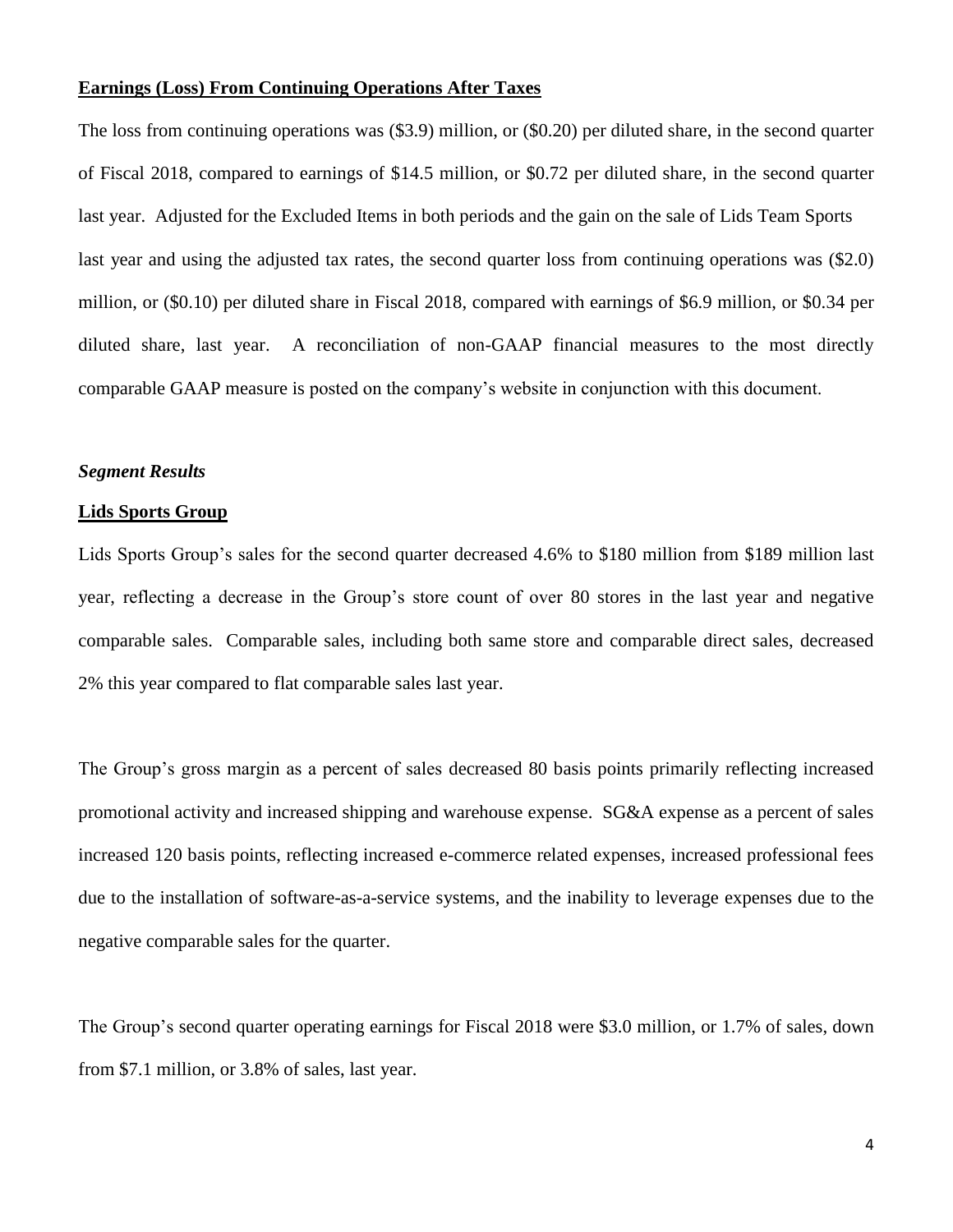**Earnings (Loss) From Continuing Operations After Taxes**

The loss from continuing operations was ($3.9) million, or ($0.20) per diluted share, in the second quarter of Fiscal 2018, compared to earnings of $14.5 million, or $0.72 per diluted share, in the second quarter last year. Adjusted for the Excluded Items in both periods and the gain on the sale of Lids Team Sports last year and using the adjusted tax rates, the second quarter loss from continuing operations was ($2.0) million, or ($0.10) per diluted share in Fiscal 2018, compared with earnings of $6.9 million, or $0.34 per diluted share, last year. A reconciliation of non-GAAP financial measures to the most directly comparable GAAP measure is posted on the company's website in conjunction with this document.

***Segment Results***

**Lids Sports Group**

Lids Sports Group's sales for the second quarter decreased 4.6% to $180 million from $189 million last year, reflecting a decrease in the Group's store count of over 80 stores in the last year and negative comparable sales. Comparable sales, including both same store and comparable direct sales, decreased 2% this year compared to flat comparable sales last year.

The Group's gross margin as a percent of sales decreased 80 basis points primarily reflecting increased promotional activity and increased shipping and warehouse expense. SG&A expense as a percent of sales increased 120 basis points, reflecting increased e-commerce related expenses, increased professional fees due to the installation of software-as-a-service systems, and the inability to leverage expenses due to the negative comparable sales for the quarter.

The Group's second quarter operating earnings for Fiscal 2018 were $3.0 million, or 1.7% of sales, down from $7.1 million, or 3.8% of sales, last year.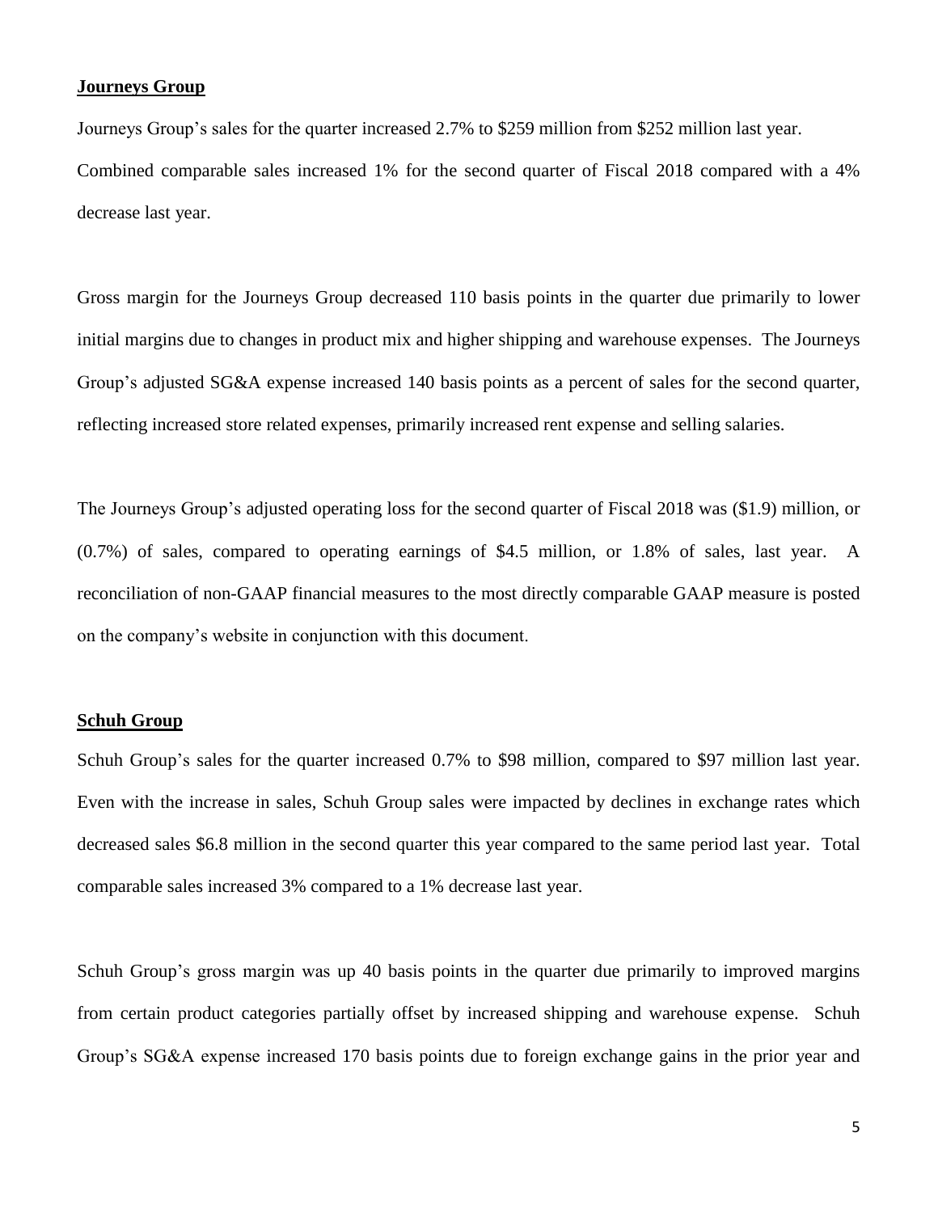**Journeys Group**

Journeys Group's sales for the quarter increased 2.7% to $259 million from $252 million last year. Combined comparable sales increased 1% for the second quarter of Fiscal 2018 compared with a 4% decrease last year.

Gross margin for the Journeys Group decreased 110 basis points in the quarter due primarily to lower initial margins due to changes in product mix and higher shipping and warehouse expenses. The Journeys Group's adjusted SG&A expense increased 140 basis points as a percent of sales for the second quarter, reflecting increased store related expenses, primarily increased rent expense and selling salaries.

The Journeys Group's adjusted operating loss for the second quarter of Fiscal 2018 was ($1.9) million, or (0.7%) of sales, compared to operating earnings of $4.5 million, or 1.8% of sales, last year. A reconciliation of non-GAAP financial measures to the most directly comparable GAAP measure is posted on the company's website in conjunction with this document.

**Schuh Group**

Schuh Group's sales for the quarter increased 0.7% to $98 million, compared to $97 million last year. Even with the increase in sales, Schuh Group sales were impacted by declines in exchange rates which decreased sales $6.8 million in the second quarter this year compared to the same period last year. Total comparable sales increased 3% compared to a 1% decrease last year.

Schuh Group's gross margin was up 40 basis points in the quarter due primarily to improved margins from certain product categories partially offset by increased shipping and warehouse expense. Schuh Group's SG&A expense increased 170 basis points due to foreign exchange gains in the prior year and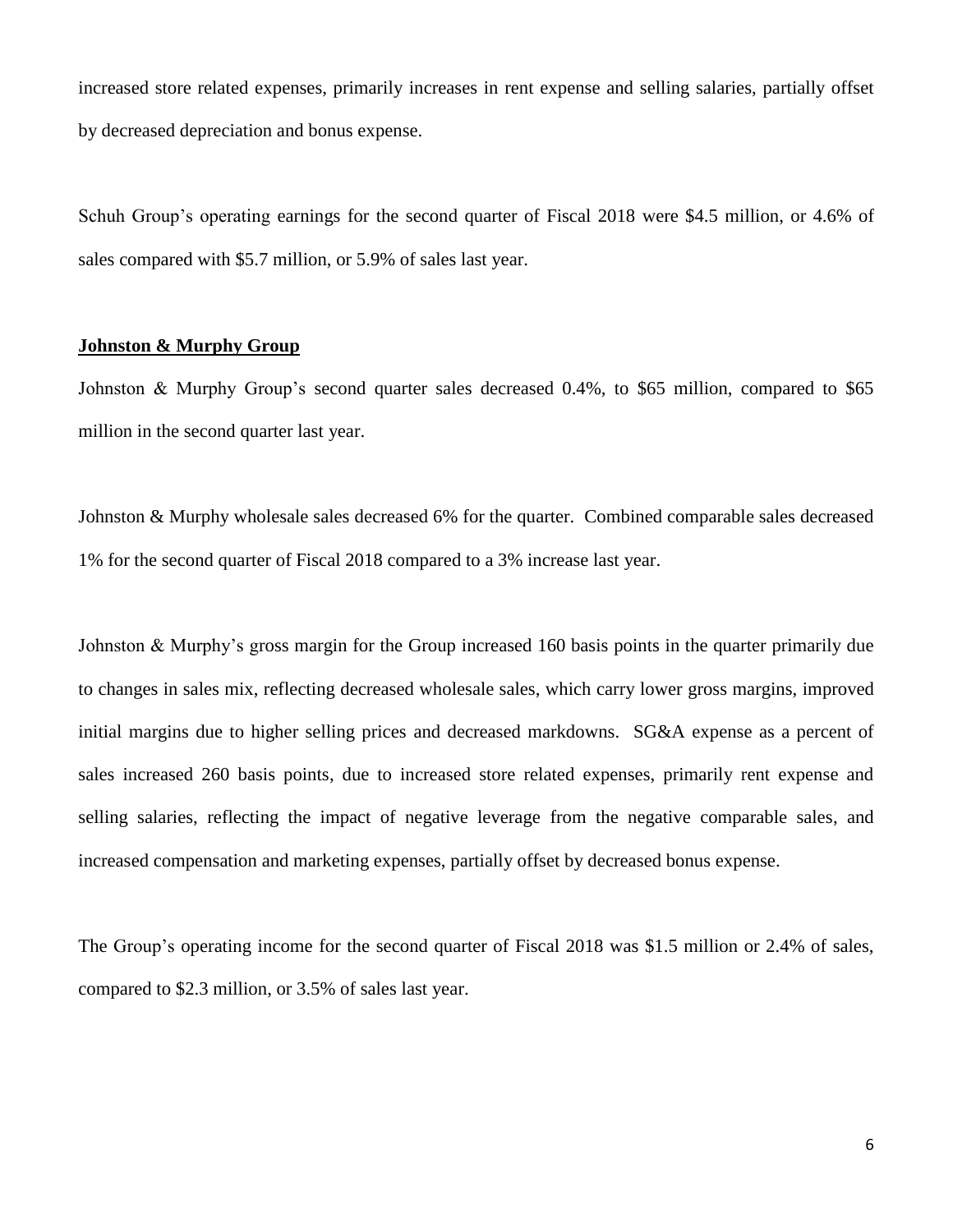increased store related expenses, primarily increases in rent expense and selling salaries, partially offset by decreased depreciation and bonus expense.

Schuh Group's operating earnings for the second quarter of Fiscal 2018 were $4.5 million, or 4.6% of sales compared with $5.7 million, or 5.9% of sales last year.

**Johnston & Murphy Group**

Johnston & Murphy Group's second quarter sales decreased 0.4%, to $65 million, compared to $65 million in the second quarter last year.

Johnston & Murphy wholesale sales decreased 6% for the quarter. Combined comparable sales decreased 1% for the second quarter of Fiscal 2018 compared to a 3% increase last year.

Johnston & Murphy's gross margin for the Group increased 160 basis points in the quarter primarily due to changes in sales mix, reflecting decreased wholesale sales, which carry lower gross margins, improved initial margins due to higher selling prices and decreased markdowns. SG&A expense as a percent of sales increased 260 basis points, due to increased store related expenses, primarily rent expense and selling salaries, reflecting the impact of negative leverage from the negative comparable sales, and increased compensation and marketing expenses, partially offset by decreased bonus expense.

The Group's operating income for the second quarter of Fiscal 2018 was $1.5 million or 2.4% of sales, compared to $2.3 million, or 3.5% of sales last year.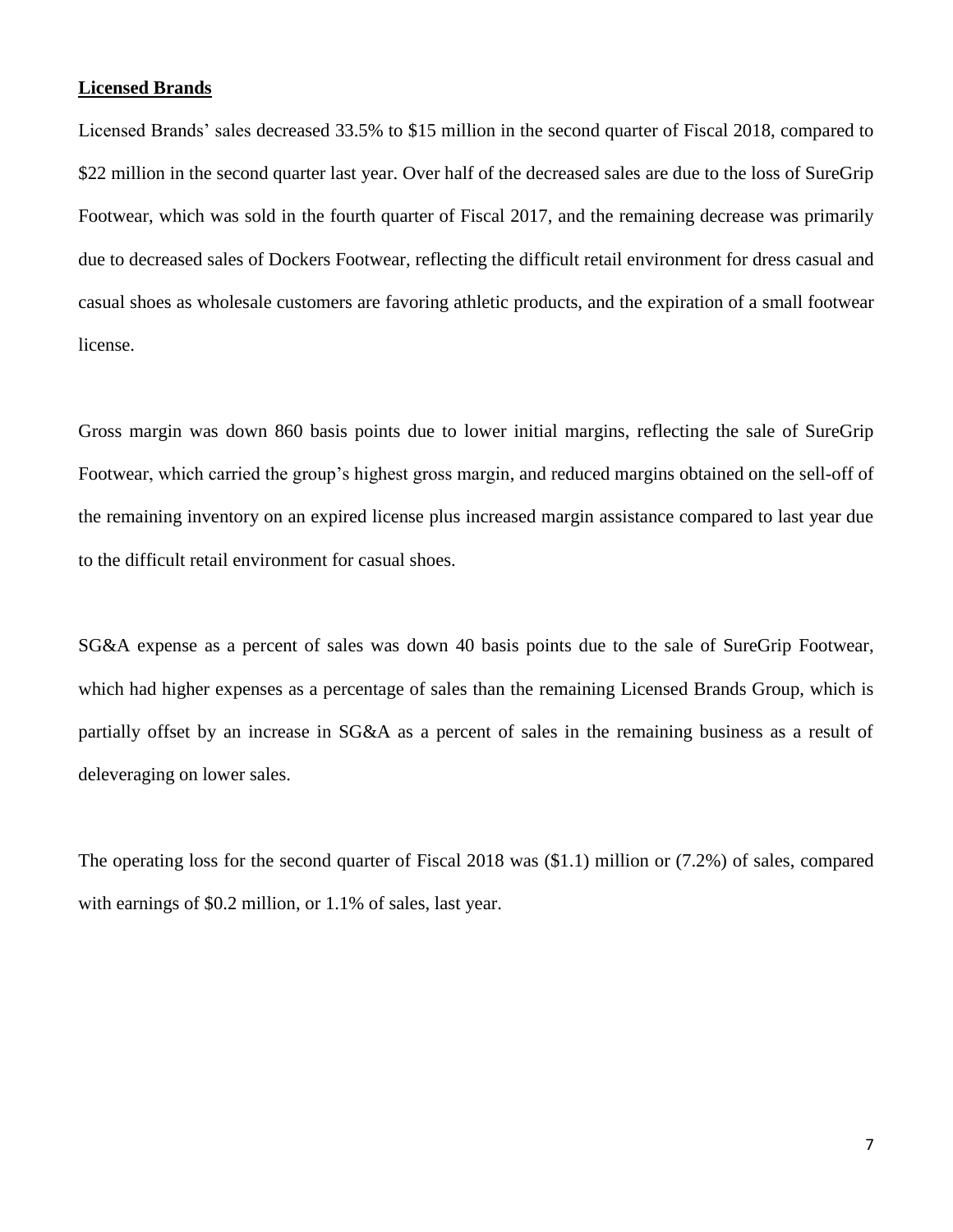**Licensed Brands**

Licensed Brands' sales decreased 33.5% to $15 million in the second quarter of Fiscal 2018, compared to $22 million in the second quarter last year. Over half of the decreased sales are due to the loss of SureGrip Footwear, which was sold in the fourth quarter of Fiscal 2017, and the remaining decrease was primarily due to decreased sales of Dockers Footwear, reflecting the difficult retail environment for dress casual and casual shoes as wholesale customers are favoring athletic products, and the expiration of a small footwear license.

Gross margin was down 860 basis points due to lower initial margins, reflecting the sale of SureGrip Footwear, which carried the group's highest gross margin, and reduced margins obtained on the sell-off of the remaining inventory on an expired license plus increased margin assistance compared to last year due to the difficult retail environment for casual shoes.

SG&A expense as a percent of sales was down 40 basis points due to the sale of SureGrip Footwear, which had higher expenses as a percentage of sales than the remaining Licensed Brands Group, which is partially offset by an increase in SG&A as a percent of sales in the remaining business as a result of deleveraging on lower sales.

The operating loss for the second quarter of Fiscal 2018 was ($1.1) million or (7.2%) of sales, compared with earnings of $0.2 million, or 1.1% of sales, last year.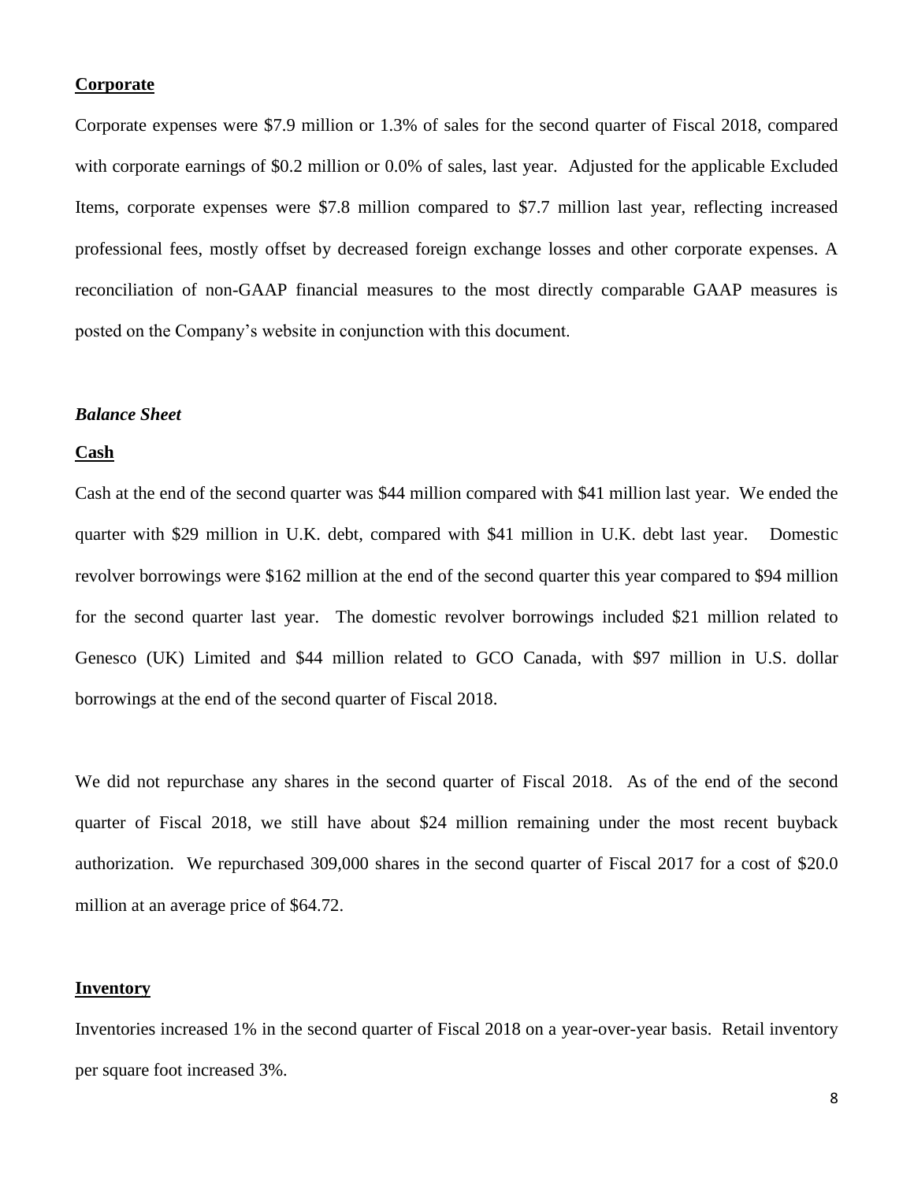**Corporate**

Corporate expenses were $7.9 million or 1.3% of sales for the second quarter of Fiscal 2018, compared with corporate earnings of $0.2 million or 0.0% of sales, last year. Adjusted for the applicable Excluded Items, corporate expenses were $7.8 million compared to $7.7 million last year, reflecting increased professional fees, mostly offset by decreased foreign exchange losses and other corporate expenses. A reconciliation of non-GAAP financial measures to the most directly comparable GAAP measures is posted on the Company's website in conjunction with this document.

***Balance Sheet***

**Cash**

Cash at the end of the second quarter was $44 million compared with $41 million last year. We ended the quarter with $29 million in U.K. debt, compared with $41 million in U.K. debt last year. Domestic revolver borrowings were $162 million at the end of the second quarter this year compared to $94 million for the second quarter last year. The domestic revolver borrowings included $21 million related to Genesco (UK) Limited and $44 million related to GCO Canada, with $97 million in U.S. dollar borrowings at the end of the second quarter of Fiscal 2018.

We did not repurchase any shares in the second quarter of Fiscal 2018. As of the end of the second quarter of Fiscal 2018, we still have about $24 million remaining under the most recent buyback authorization. We repurchased 309,000 shares in the second quarter of Fiscal 2017 for a cost of $20.0 million at an average price of $64.72.

**Inventory**

Inventories increased 1% in the second quarter of Fiscal 2018 on a year-over-year basis. Retail inventory per square foot increased 3%.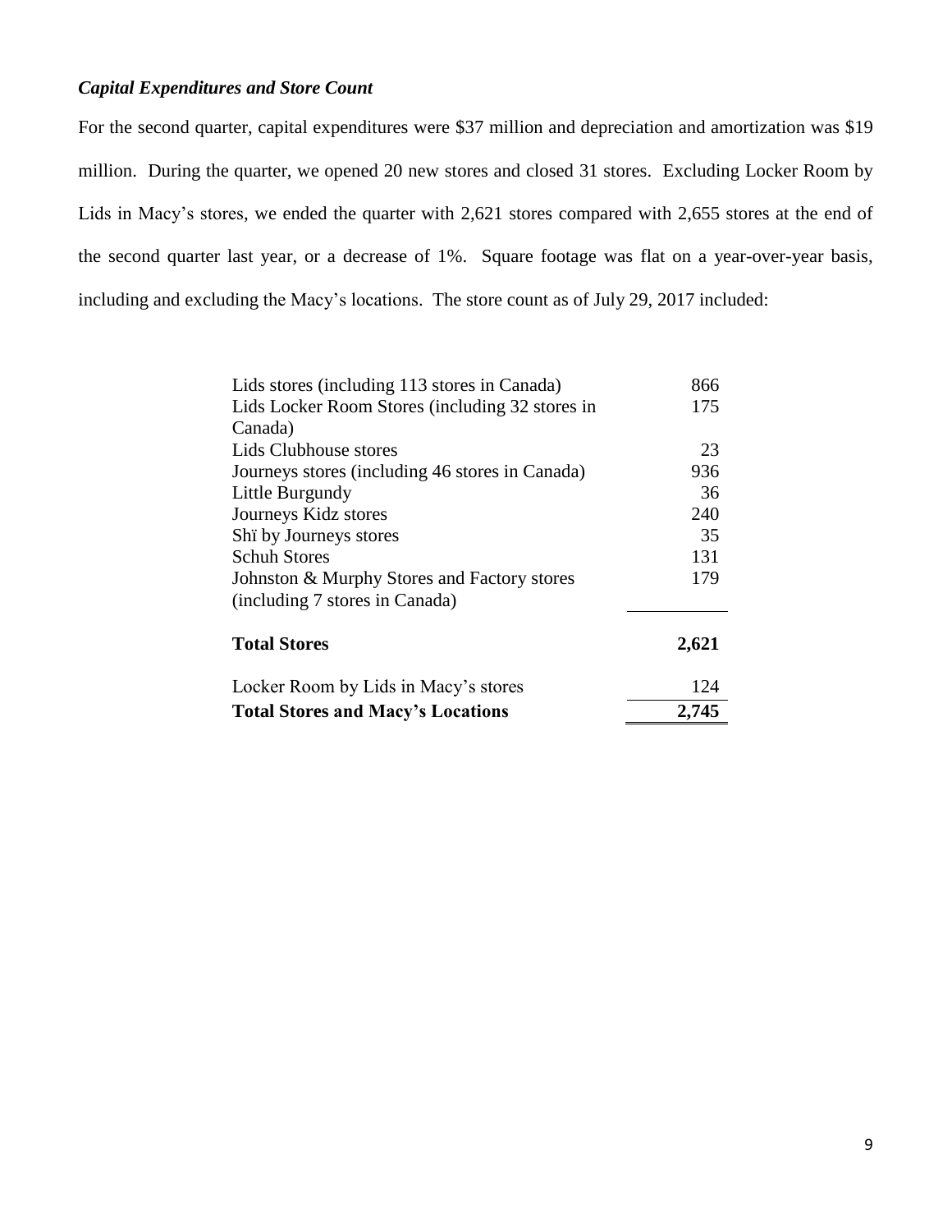***Capital Expenditures and Store Count***

For the second quarter, capital expenditures were $37 million and depreciation and amortization was $19 million. During the quarter, we opened 20 new stores and closed 31 stores. Excluding Locker Room by Lids in Macy's stores, we ended the quarter with 2,621 stores compared with 2,655 stores at the end of the second quarter last year, or a decrease of 1%. Square footage was flat on a year-over-year basis, including and excluding the Macy's locations. The store count as of July 29, 2017 included:

| | |
|---|---|
| Lids stores (including 113 stores in Canada) | 866 |
| Lids Locker Room Stores (including 32 stores in Canada) | 175 |
| Lids Clubhouse stores | 23 |
| Journeys stores (including 46 stores in Canada) | 936 |
| Little Burgundy | 36 |
| Journeys Kidz stores | 240 |
| Shï by Journeys stores | 35 |
| Schuh Stores | 131 |
| Johnston & Murphy Stores and Factory stores (including 7 stores in Canada) | 179 |
| **Total Stores** | **2,621** |
| Locker Room by Lids in Macy's stores | 124 |
| **Total Stores and Macy's Locations** | **2,745** |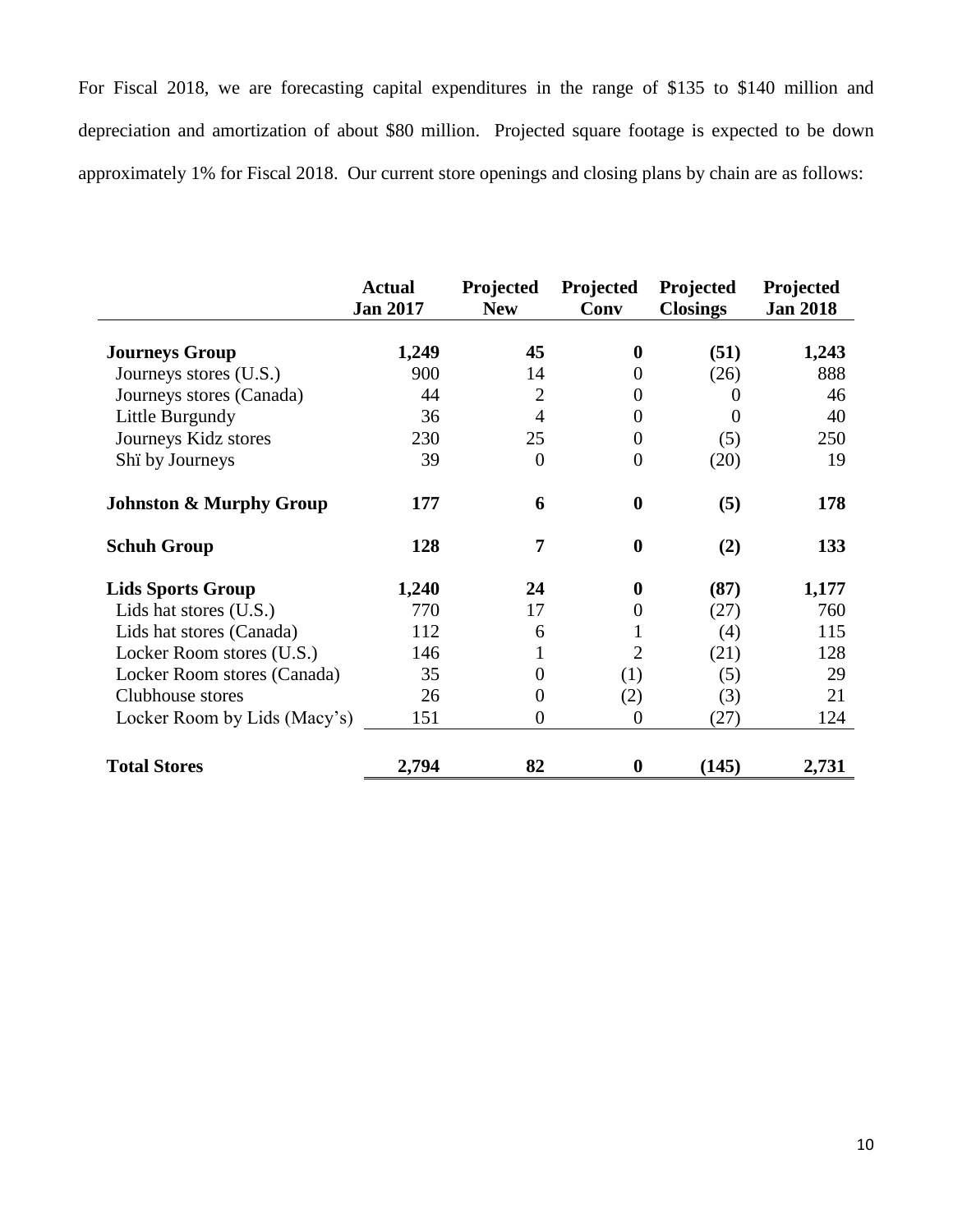For Fiscal 2018, we are forecasting capital expenditures in the range of $135 to $140 million and depreciation and amortization of about $80 million. Projected square footage is expected to be down approximately 1% for Fiscal 2018. Our current store openings and closing plans by chain are as follows:

| | Actual Jan 2017 | Projected New | Projected Conv | Projected Closings | Projected Jan 2018 |
|---|---|---|---|---|---|
| **Journeys Group** | **1,249** | **45** | **0** | **(51)** | **1,243** |
| Journeys stores (U.S.) | 900 | 14 | 0 | (26) | 888 |
| Journeys stores (Canada) | 44 | 2 | 0 | 0 | 46 |
| Little Burgundy | 36 | 4 | 0 | 0 | 40 |
| Journeys Kidz stores | 230 | 25 | 0 | (5) | 250 |
| Shï by Journeys | 39 | 0 | 0 | (20) | 19 |
| **Johnston & Murphy Group** | **177** | **6** | **0** | **(5)** | **178** |
| **Schuh Group** | **128** | **7** | **0** | **(2)** | **133** |
| **Lids Sports Group** | **1,240** | **24** | **0** | **(87)** | **1,177** |
| Lids hat stores (U.S.) | 770 | 17 | 0 | (27) | 760 |
| Lids hat stores (Canada) | 112 | 6 | 1 | (4) | 115 |
| Locker Room stores (U.S.) | 146 | 1 | 2 | (21) | 128 |
| Locker Room stores (Canada) | 35 | 0 | (1) | (5) | 29 |
| Clubhouse stores | 26 | 0 | (2) | (3) | 21 |
| Locker Room by Lids (Macy's) | 151 | 0 | 0 | (27) | 124 |
| **Total Stores** | **2,794** | **82** | **0** | **(145)** | **2,731** |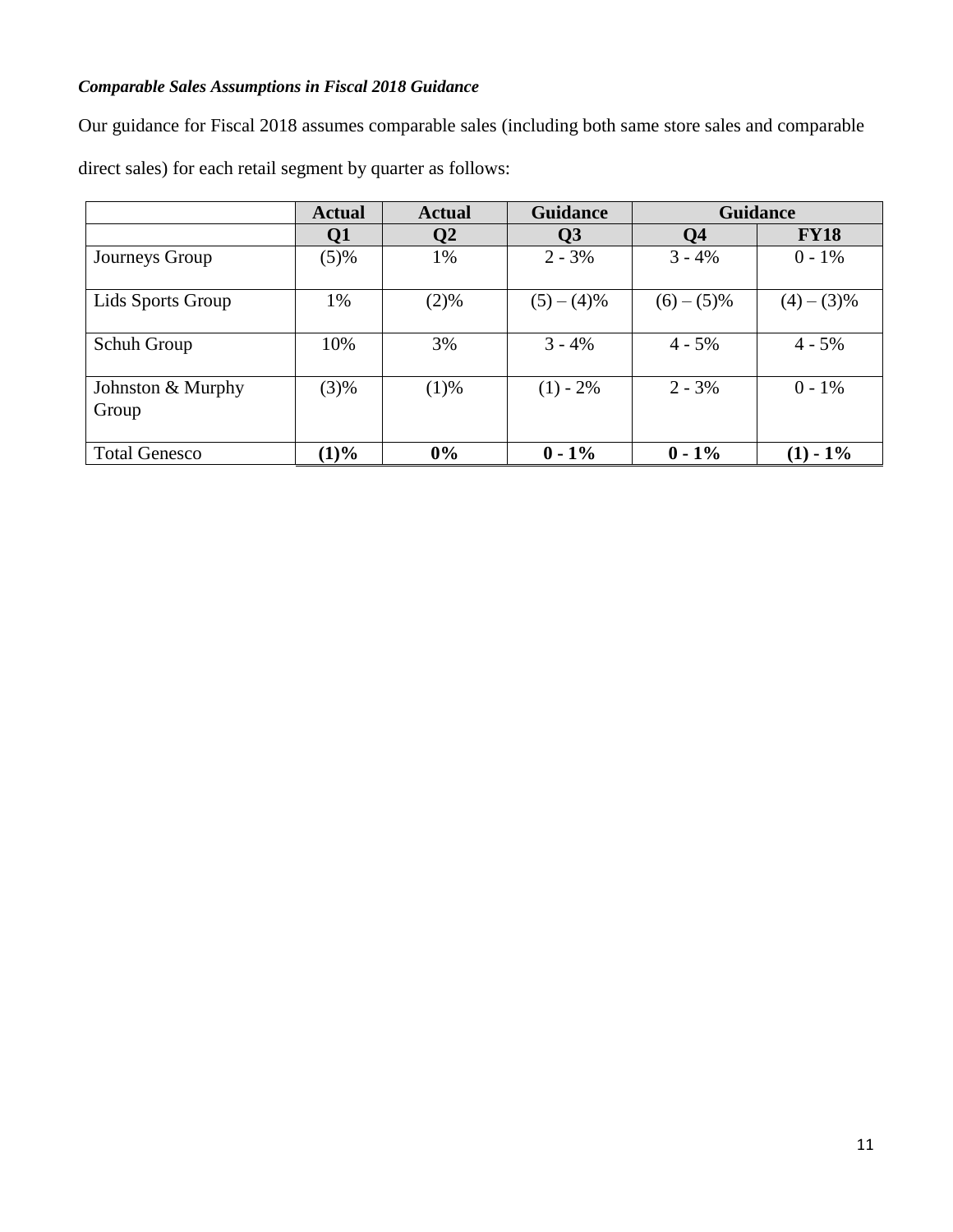***Comparable Sales Assumptions in Fiscal 2018 Guidance***

Our guidance for Fiscal 2018 assumes comparable sales (including both same store sales and comparable direct sales) for each retail segment by quarter as follows:

| | **Actual** | **Actual** | **Guidance** | **Guidance** | |
|---|---|---|---|---|---|
| | **Q1** | **Q2** | **Q3** | **Q4** | **FY18** |
| Journeys Group | (5)% | 1% | 2 - 3% | 3 - 4% | 0 - 1% |
| Lids Sports Group | 1% | (2)% | (5) – (4)% | (6) – (5)% | (4) – (3)% |
| Schuh Group | 10% | 3% | 3 - 4% | 4 - 5% | 4 - 5% |
| Johnston & Murphy Group | (3)% | (1)% | (1) - 2% | 2 - 3% | 0 - 1% |
| Total Genesco | **(1)%** | **0%** | **0 - 1%** | **0 - 1%** | **(1) - 1%** |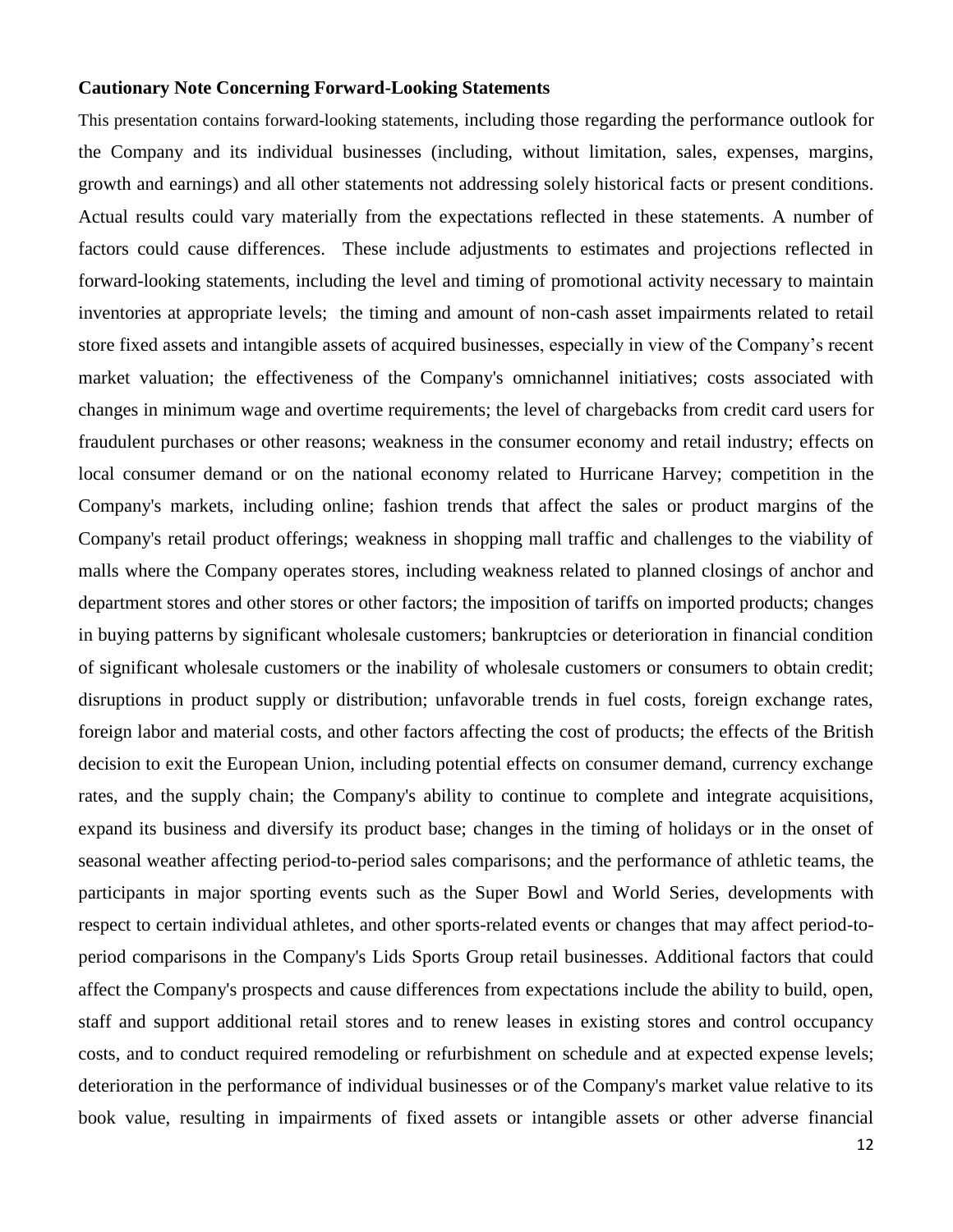**Cautionary Note Concerning Forward-Looking Statements**

This presentation contains forward-looking statements, including those regarding the performance outlook for the Company and its individual businesses (including, without limitation, sales, expenses, margins, growth and earnings) and all other statements not addressing solely historical facts or present conditions. Actual results could vary materially from the expectations reflected in these statements. A number of factors could cause differences. These include adjustments to estimates and projections reflected in forward-looking statements, including the level and timing of promotional activity necessary to maintain inventories at appropriate levels; the timing and amount of non-cash asset impairments related to retail store fixed assets and intangible assets of acquired businesses, especially in view of the Company's recent market valuation; the effectiveness of the Company's omnichannel initiatives; costs associated with changes in minimum wage and overtime requirements; the level of chargebacks from credit card users for fraudulent purchases or other reasons; weakness in the consumer economy and retail industry; effects on local consumer demand or on the national economy related to Hurricane Harvey; competition in the Company's markets, including online; fashion trends that affect the sales or product margins of the Company's retail product offerings; weakness in shopping mall traffic and challenges to the viability of malls where the Company operates stores, including weakness related to planned closings of anchor and department stores and other stores or other factors; the imposition of tariffs on imported products; changes in buying patterns by significant wholesale customers; bankruptcies or deterioration in financial condition of significant wholesale customers or the inability of wholesale customers or consumers to obtain credit; disruptions in product supply or distribution; unfavorable trends in fuel costs, foreign exchange rates, foreign labor and material costs, and other factors affecting the cost of products; the effects of the British decision to exit the European Union, including potential effects on consumer demand, currency exchange rates, and the supply chain; the Company's ability to continue to complete and integrate acquisitions, expand its business and diversify its product base; changes in the timing of holidays or in the onset of seasonal weather affecting period-to-period sales comparisons; and the performance of athletic teams, the participants in major sporting events such as the Super Bowl and World Series, developments with respect to certain individual athletes, and other sports-related events or changes that may affect period-to-period comparisons in the Company's Lids Sports Group retail businesses. Additional factors that could affect the Company's prospects and cause differences from expectations include the ability to build, open, staff and support additional retail stores and to renew leases in existing stores and control occupancy costs, and to conduct required remodeling or refurbishment on schedule and at expected expense levels; deterioration in the performance of individual businesses or of the Company's market value relative to its book value, resulting in impairments of fixed assets or intangible assets or other adverse financial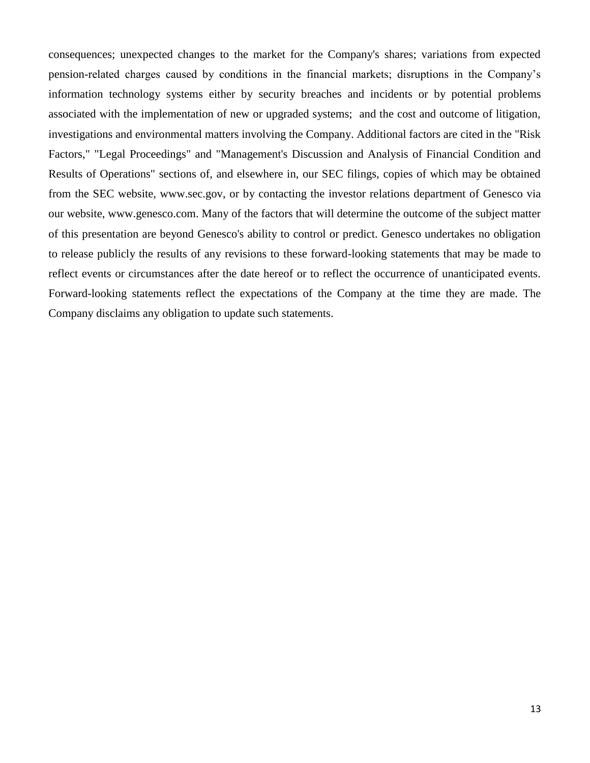consequences; unexpected changes to the market for the Company's shares; variations from expected pension-related charges caused by conditions in the financial markets; disruptions in the Company's information technology systems either by security breaches and incidents or by potential problems associated with the implementation of new or upgraded systems; and the cost and outcome of litigation, investigations and environmental matters involving the Company. Additional factors are cited in the "Risk Factors," "Legal Proceedings" and "Management's Discussion and Analysis of Financial Condition and Results of Operations" sections of, and elsewhere in, our SEC filings, copies of which may be obtained from the SEC website, www.sec.gov, or by contacting the investor relations department of Genesco via our website, www.genesco.com. Many of the factors that will determine the outcome of the subject matter of this presentation are beyond Genesco's ability to control or predict. Genesco undertakes no obligation to release publicly the results of any revisions to these forward-looking statements that may be made to reflect events or circumstances after the date hereof or to reflect the occurrence of unanticipated events. Forward-looking statements reflect the expectations of the Company at the time they are made. The Company disclaims any obligation to update such statements.